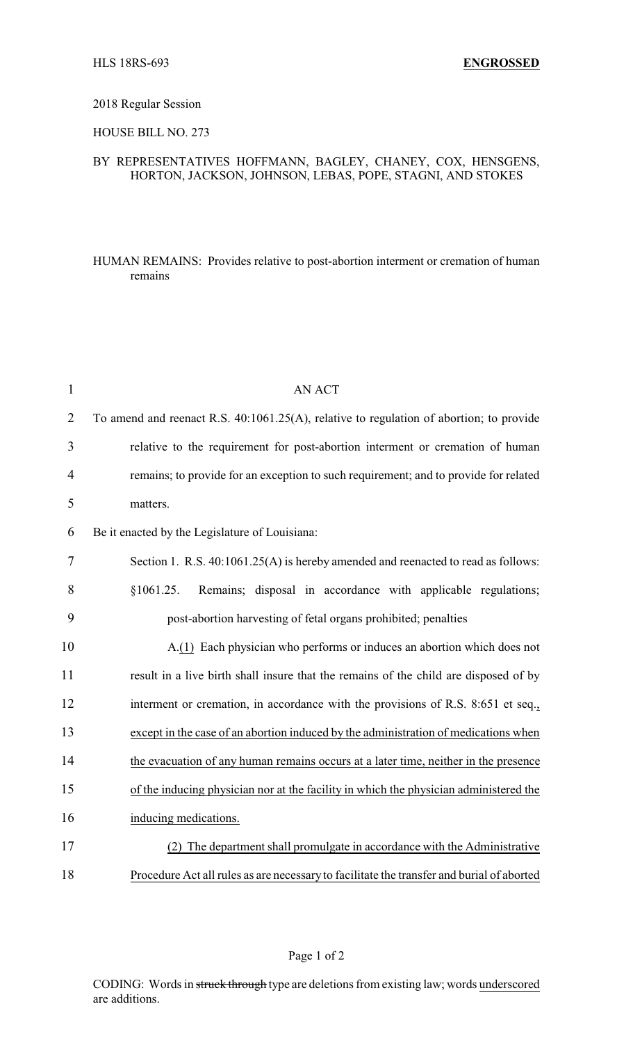HLS 18RS-693 **ENGROSSED**

2018 Regular Session

HOUSE BILL NO. 273

BY REPRESENTATIVES HOFFMANN, BAGLEY, CHANEY, COX, HENSGENS, HORTON, JACKSON, JOHNSON, LEBAS, POPE, STAGNI, AND STOKES

HUMAN REMAINS: Provides relative to post-abortion interment or cremation of human remains

AN ACT

To amend and reenact R.S. 40:1061.25(A), relative to regulation of abortion; to provide relative to the requirement for post-abortion interment or cremation of human remains; to provide for an exception to such requirement; and to provide for related matters.

Be it enacted by the Legislature of Louisiana:

Section 1. R.S. 40:1061.25(A) is hereby amended and reenacted to read as follows:

§1061.25. Remains; disposal in accordance with applicable regulations; post-abortion harvesting of fetal organs prohibited; penalties

A.<u>(1)</u> Each physician who performs or induces an abortion which does not result in a live birth shall insure that the remains of the child are disposed of by interment or cremation, in accordance with the provisions of R.S. 8:651 et seq.<u>, except in the case of an abortion induced by the administration of medications when the evacuation of any human remains occurs at a later time, neither in the presence of the inducing physician nor at the facility in which the physician administered the inducing medications.</u>

<u>(2) The department shall promulgate in accordance with the Administrative Procedure Act all rules as are necessary to facilitate the transfer and burial of aborted</u>

CODING: Words in ~~struck through~~ type are deletions from existing law; words <u>underscored</u> are additions.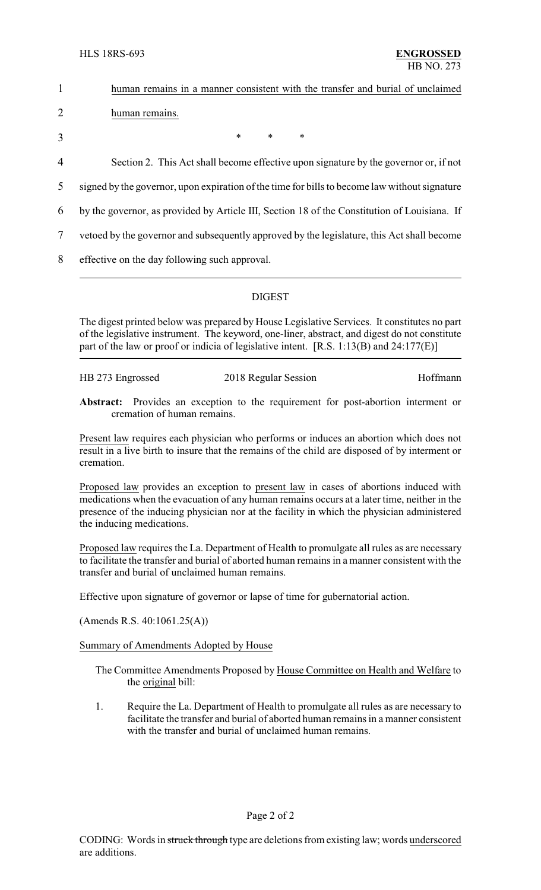1 human remains in a manner consistent with the transfer and burial of unclaimed

2 human remains.

3 \* \* \*

4 Section 2. This Act shall become effective upon signature by the governor or, if not

5 signed by the governor, upon expiration of the time for bills to become law without signature

6 by the governor, as provided by Article III, Section 18 of the Constitution of Louisiana. If

7 vetoed by the governor and subsequently approved by the legislature, this Act shall become

8 effective on the day following such approval.

## DIGEST

The digest printed below was prepared by House Legislative Services. It constitutes no part of the legislative instrument. The keyword, one-liner, abstract, and digest do not constitute part of the law or proof or indicia of legislative intent. [R.S. 1:13(B) and 24:177(E)]

HB 273 Engrossed 2018 Regular Session Hoffmann

**Abstract:** Provides an exception to the requirement for post-abortion interment or cremation of human remains.

Present law requires each physician who performs or induces an abortion which does not result in a live birth to insure that the remains of the child are disposed of by interment or cremation.

Proposed law provides an exception to present law in cases of abortions induced with medications when the evacuation of any human remains occurs at a later time, neither in the presence of the inducing physician nor at the facility in which the physician administered the inducing medications.

Proposed law requires the La. Department of Health to promulgate all rules as are necessary to facilitate the transfer and burial of aborted human remains in a manner consistent with the transfer and burial of unclaimed human remains.

Effective upon signature of governor or lapse of time for gubernatorial action.

(Amends R.S. 40:1061.25(A))

Summary of Amendments Adopted by House

The Committee Amendments Proposed by House Committee on Health and Welfare to the original bill:

1. Require the La. Department of Health to promulgate all rules as are necessary to facilitate the transfer and burial of aborted human remains in a manner consistent with the transfer and burial of unclaimed human remains.

CODING: Words in struck through type are deletions from existing law; words underscored are additions.